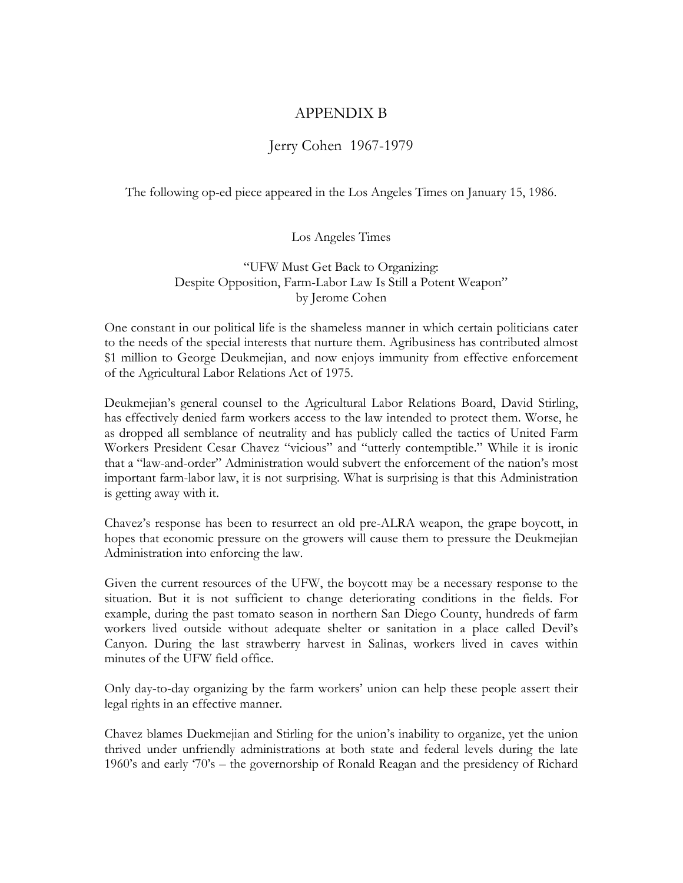# APPENDIX B

## Jerry Cohen 1967-1979

The following op-ed piece appeared in the Los Angeles Times on January 15, 1986.

Los Angeles Times

"UFW Must Get Back to Organizing:
Despite Opposition, Farm-Labor Law Is Still a Potent Weapon"
by Jerome Cohen

One constant in our political life is the shameless manner in which certain politicians cater to the needs of the special interests that nurture them. Agribusiness has contributed almost $1 million to George Deukmejian, and now enjoys immunity from effective enforcement of the Agricultural Labor Relations Act of 1975.

Deukmejian's general counsel to the Agricultural Labor Relations Board, David Stirling, has effectively denied farm workers access to the law intended to protect them. Worse, he as dropped all semblance of neutrality and has publicly called the tactics of United Farm Workers President Cesar Chavez "vicious" and "utterly contemptible." While it is ironic that a "law-and-order" Administration would subvert the enforcement of the nation's most important farm-labor law, it is not surprising. What is surprising is that this Administration is getting away with it.

Chavez's response has been to resurrect an old pre-ALRA weapon, the grape boycott, in hopes that economic pressure on the growers will cause them to pressure the Deukmejian Administration into enforcing the law.

Given the current resources of the UFW, the boycott may be a necessary response to the situation. But it is not sufficient to change deteriorating conditions in the fields. For example, during the past tomato season in northern San Diego County, hundreds of farm workers lived outside without adequate shelter or sanitation in a place called Devil's Canyon. During the last strawberry harvest in Salinas, workers lived in caves within minutes of the UFW field office.

Only day-to-day organizing by the farm workers' union can help these people assert their legal rights in an effective manner.

Chavez blames Duekmejian and Stirling for the union's inability to organize, yet the union thrived under unfriendly administrations at both state and federal levels during the late 1960's and early '70's – the governorship of Ronald Reagan and the presidency of Richard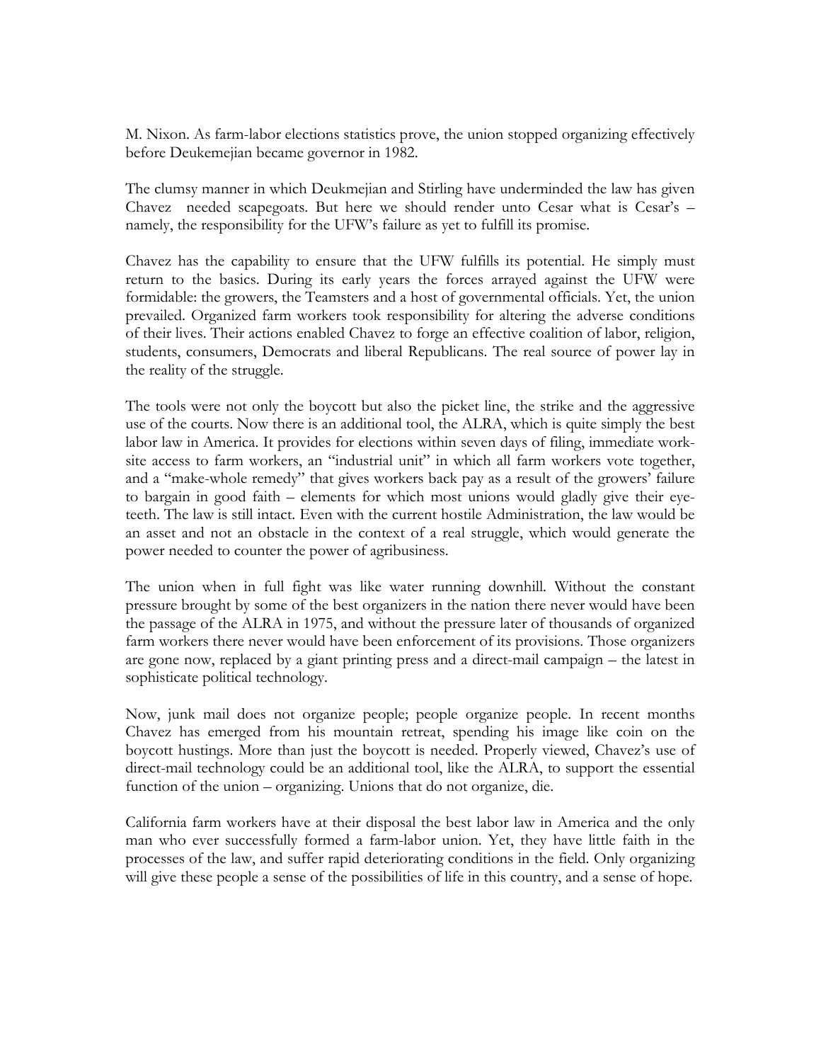M. Nixon. As farm-labor elections statistics prove, the union stopped organizing effectively before Deukemejian became governor in 1982.

The clumsy manner in which Deukmejian and Stirling have underminded the law has given Chavez needed scapegoats. But here we should render unto Cesar what is Cesar's – namely, the responsibility for the UFW's failure as yet to fulfill its promise.

Chavez has the capability to ensure that the UFW fulfills its potential. He simply must return to the basics. During its early years the forces arrayed against the UFW were formidable: the growers, the Teamsters and a host of governmental officials. Yet, the union prevailed. Organized farm workers took responsibility for altering the adverse conditions of their lives. Their actions enabled Chavez to forge an effective coalition of labor, religion, students, consumers, Democrats and liberal Republicans. The real source of power lay in the reality of the struggle.

The tools were not only the boycott but also the picket line, the strike and the aggressive use of the courts. Now there is an additional tool, the ALRA, which is quite simply the best labor law in America. It provides for elections within seven days of filing, immediate work-site access to farm workers, an "industrial unit" in which all farm workers vote together, and a "make-whole remedy" that gives workers back pay as a result of the growers' failure to bargain in good faith – elements for which most unions would gladly give their eye-teeth. The law is still intact. Even with the current hostile Administration, the law would be an asset and not an obstacle in the context of a real struggle, which would generate the power needed to counter the power of agribusiness.

The union when in full fight was like water running downhill. Without the constant pressure brought by some of the best organizers in the nation there never would have been the passage of the ALRA in 1975, and without the pressure later of thousands of organized farm workers there never would have been enforcement of its provisions. Those organizers are gone now, replaced by a giant printing press and a direct-mail campaign – the latest in sophisticate political technology.

Now, junk mail does not organize people; people organize people. In recent months Chavez has emerged from his mountain retreat, spending his image like coin on the boycott hustings. More than just the boycott is needed. Properly viewed, Chavez's use of direct-mail technology could be an additional tool, like the ALRA, to support the essential function of the union – organizing. Unions that do not organize, die.

California farm workers have at their disposal the best labor law in America and the only man who ever successfully formed a farm-labor union. Yet, they have little faith in the processes of the law, and suffer rapid deteriorating conditions in the field. Only organizing will give these people a sense of the possibilities of life in this country, and a sense of hope.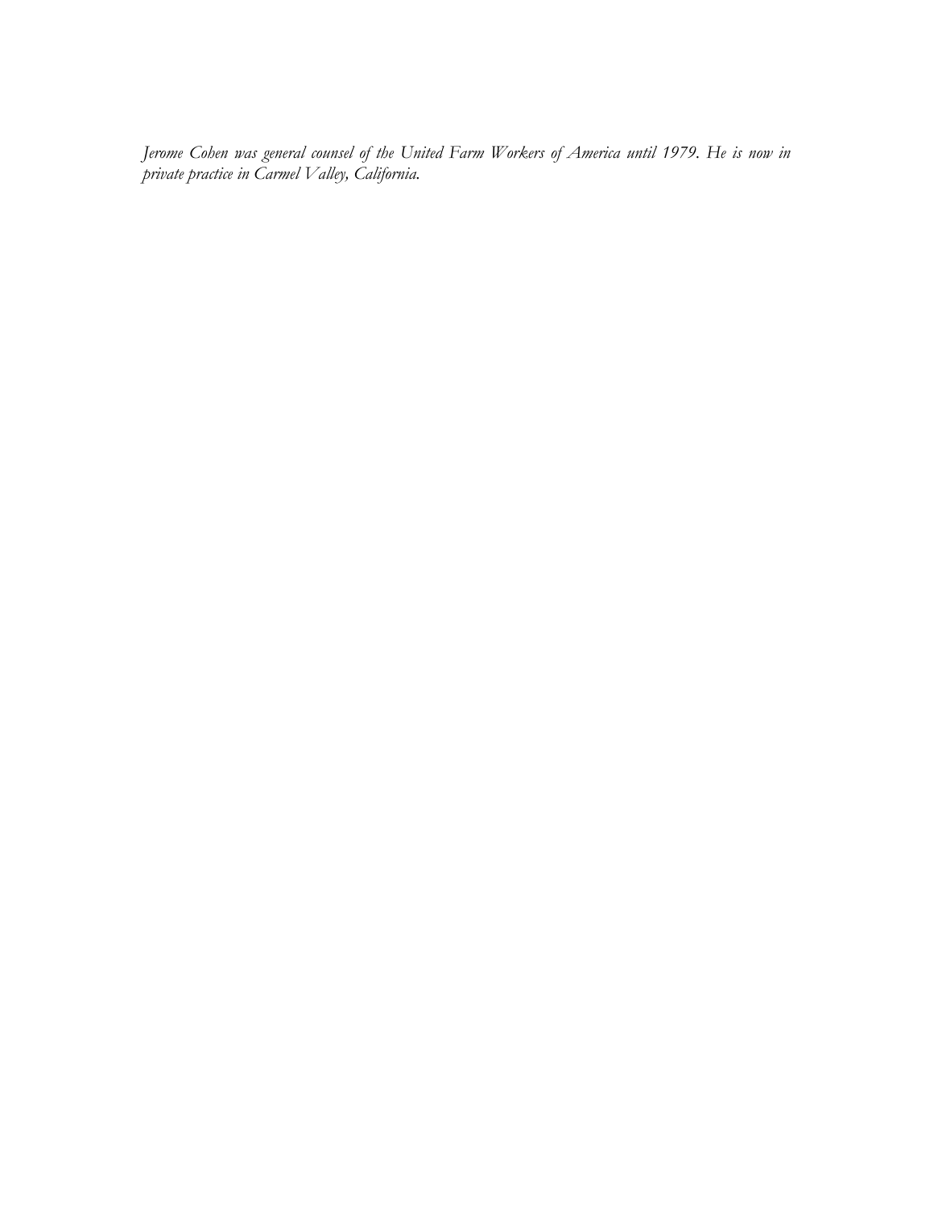*Jerome Cohen was general counsel of the United Farm Workers of America until 1979. He is now in private practice in Carmel Valley, California.*